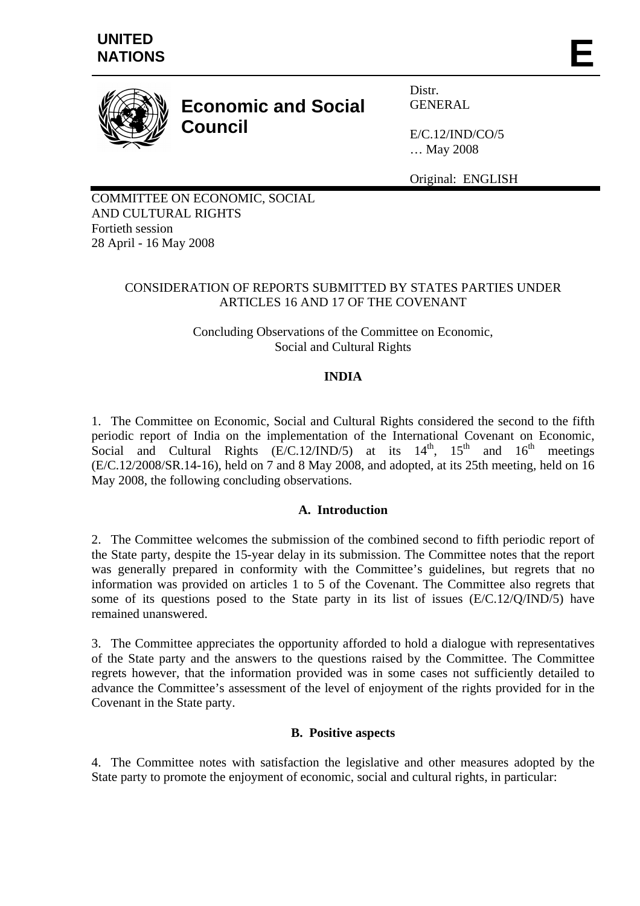**UNITED NATIONS**

# E

**Economic and Social Council**

Distr.
GENERAL

E/C.12/IND/CO/5
… May 2008

Original: ENGLISH

COMMITTEE ON ECONOMIC, SOCIAL AND CULTURAL RIGHTS
Fortieth session
28 April - 16 May 2008

CONSIDERATION OF REPORTS SUBMITTED BY STATES PARTIES UNDER ARTICLES 16 AND 17 OF THE COVENANT

Concluding Observations of the Committee on Economic, Social and Cultural Rights

## INDIA

1. The Committee on Economic, Social and Cultural Rights considered the second to the fifth periodic report of India on the implementation of the International Covenant on Economic, Social and Cultural Rights (E/C.12/IND/5) at its 14th, 15th and 16th meetings (E/C.12/2008/SR.14-16), held on 7 and 8 May 2008, and adopted, at its 25th meeting, held on 16 May 2008, the following concluding observations.

### A. Introduction

2. The Committee welcomes the submission of the combined second to fifth periodic report of the State party, despite the 15-year delay in its submission. The Committee notes that the report was generally prepared in conformity with the Committee's guidelines, but regrets that no information was provided on articles 1 to 5 of the Covenant. The Committee also regrets that some of its questions posed to the State party in its list of issues (E/C.12/Q/IND/5) have remained unanswered.

3. The Committee appreciates the opportunity afforded to hold a dialogue with representatives of the State party and the answers to the questions raised by the Committee. The Committee regrets however, that the information provided was in some cases not sufficiently detailed to advance the Committee's assessment of the level of enjoyment of the rights provided for in the Covenant in the State party.

### B. Positive aspects

4. The Committee notes with satisfaction the legislative and other measures adopted by the State party to promote the enjoyment of economic, social and cultural rights, in particular: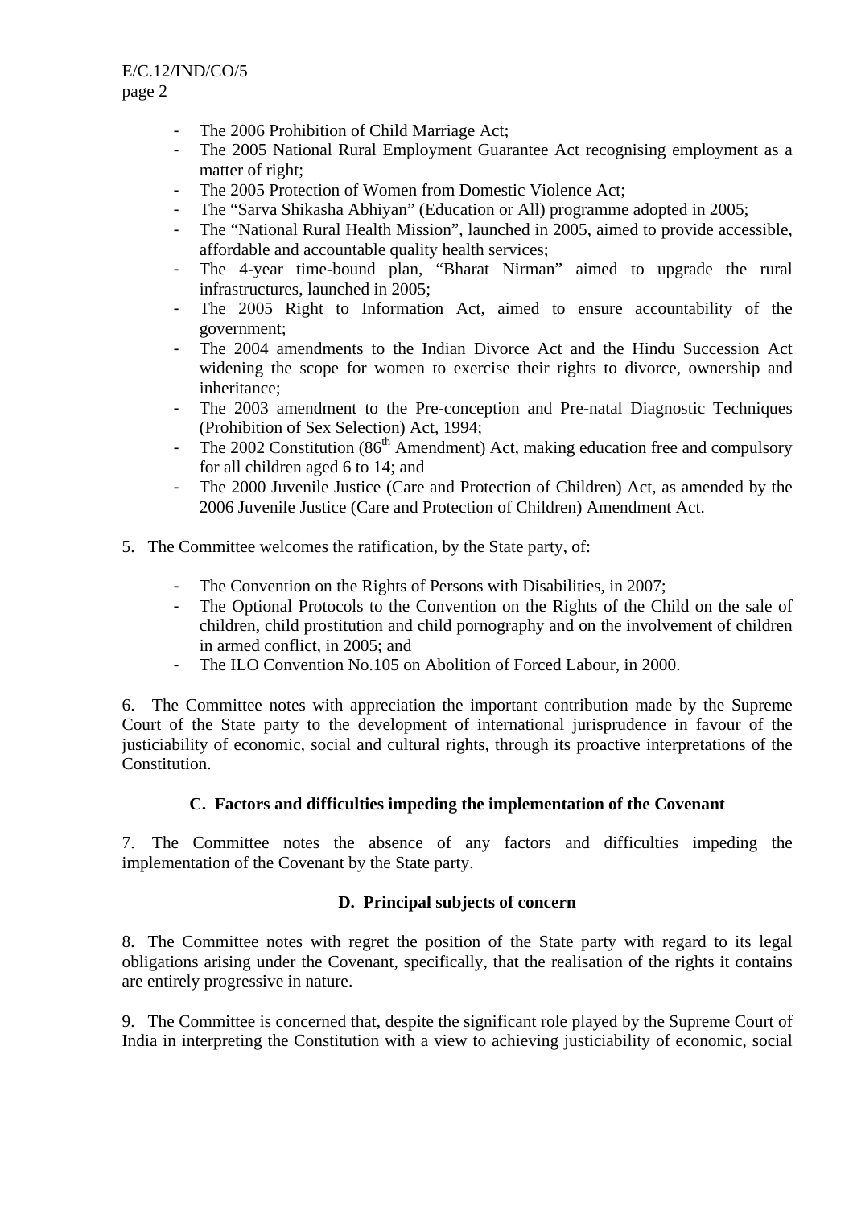- The 2006 Prohibition of Child Marriage Act;
- The 2005 National Rural Employment Guarantee Act recognising employment as a matter of right;
- The 2005 Protection of Women from Domestic Violence Act;
- The "Sarva Shikasha Abhiyan" (Education or All) programme adopted in 2005;
- The "National Rural Health Mission", launched in 2005, aimed to provide accessible, affordable and accountable quality health services;
- The 4-year time-bound plan, "Bharat Nirman" aimed to upgrade the rural infrastructures, launched in 2005;
- The 2005 Right to Information Act, aimed to ensure accountability of the government;
- The 2004 amendments to the Indian Divorce Act and the Hindu Succession Act widening the scope for women to exercise their rights to divorce, ownership and inheritance;
- The 2003 amendment to the Pre-conception and Pre-natal Diagnostic Techniques (Prohibition of Sex Selection) Act, 1994;
- The 2002 Constitution (86th Amendment) Act, making education free and compulsory for all children aged 6 to 14; and
- The 2000 Juvenile Justice (Care and Protection of Children) Act, as amended by the 2006 Juvenile Justice (Care and Protection of Children) Amendment Act.

5. The Committee welcomes the ratification, by the State party, of:

- The Convention on the Rights of Persons with Disabilities, in 2007;
- The Optional Protocols to the Convention on the Rights of the Child on the sale of children, child prostitution and child pornography and on the involvement of children in armed conflict, in 2005; and
- The ILO Convention No.105 on Abolition of Forced Labour, in 2000.

6. The Committee notes with appreciation the important contribution made by the Supreme Court of the State party to the development of international jurisprudence in favour of the justiciability of economic, social and cultural rights, through its proactive interpretations of the Constitution.

### C. Factors and difficulties impeding the implementation of the Covenant

7. The Committee notes the absence of any factors and difficulties impeding the implementation of the Covenant by the State party.

### D. Principal subjects of concern

8. The Committee notes with regret the position of the State party with regard to its legal obligations arising under the Covenant, specifically, that the realisation of the rights it contains are entirely progressive in nature.

9. The Committee is concerned that, despite the significant role played by the Supreme Court of India in interpreting the Constitution with a view to achieving justiciability of economic, social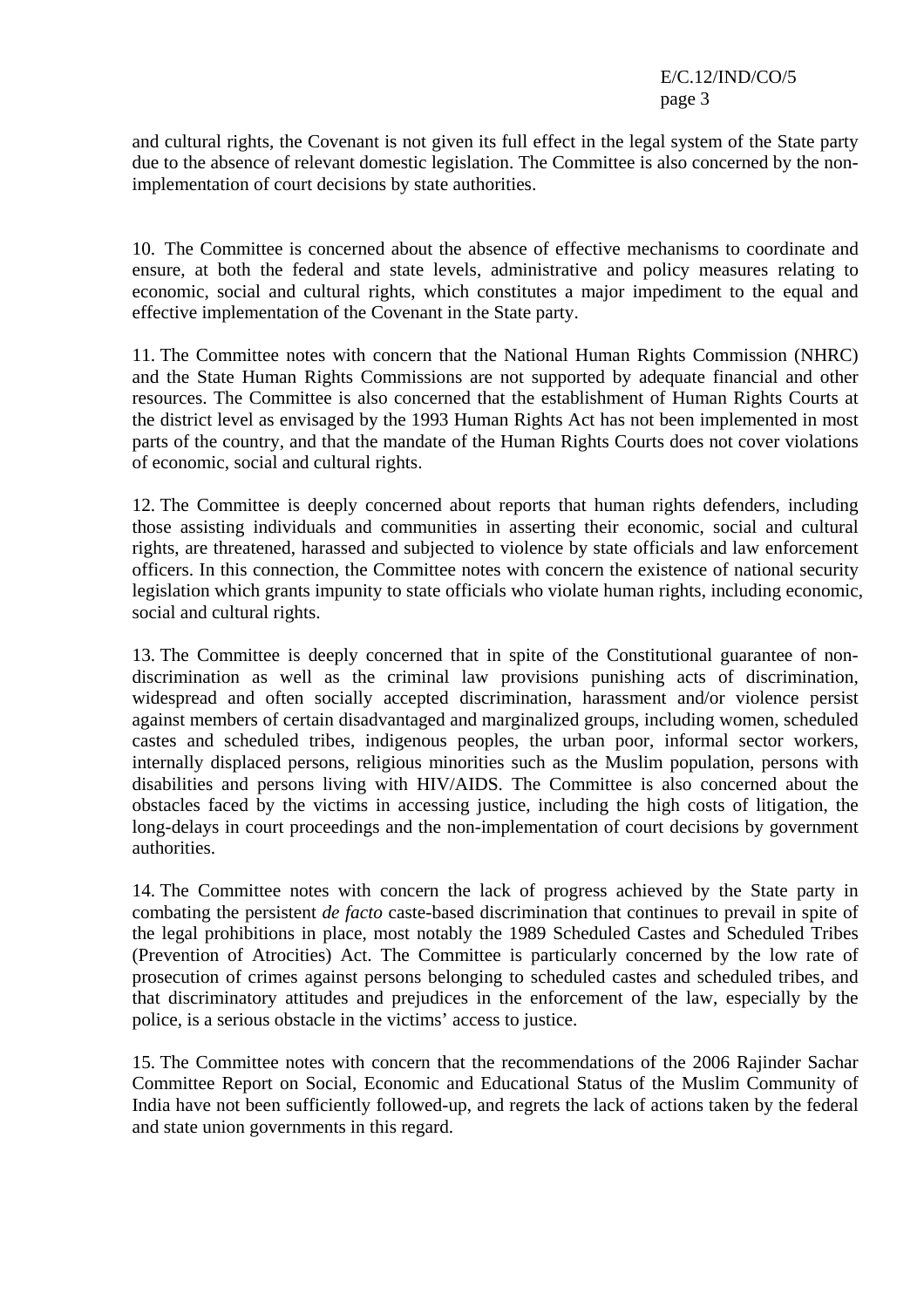and cultural rights, the Covenant is not given its full effect in the legal system of the State party due to the absence of relevant domestic legislation. The Committee is also concerned by the non-implementation of court decisions by state authorities.

10. The Committee is concerned about the absence of effective mechanisms to coordinate and ensure, at both the federal and state levels, administrative and policy measures relating to economic, social and cultural rights, which constitutes a major impediment to the equal and effective implementation of the Covenant in the State party.

11. The Committee notes with concern that the National Human Rights Commission (NHRC) and the State Human Rights Commissions are not supported by adequate financial and other resources. The Committee is also concerned that the establishment of Human Rights Courts at the district level as envisaged by the 1993 Human Rights Act has not been implemented in most parts of the country, and that the mandate of the Human Rights Courts does not cover violations of economic, social and cultural rights.

12. The Committee is deeply concerned about reports that human rights defenders, including those assisting individuals and communities in asserting their economic, social and cultural rights, are threatened, harassed and subjected to violence by state officials and law enforcement officers. In this connection, the Committee notes with concern the existence of national security legislation which grants impunity to state officials who violate human rights, including economic, social and cultural rights.

13. The Committee is deeply concerned that in spite of the Constitutional guarantee of non-discrimination as well as the criminal law provisions punishing acts of discrimination, widespread and often socially accepted discrimination, harassment and/or violence persist against members of certain disadvantaged and marginalized groups, including women, scheduled castes and scheduled tribes, indigenous peoples, the urban poor, informal sector workers, internally displaced persons, religious minorities such as the Muslim population, persons with disabilities and persons living with HIV/AIDS. The Committee is also concerned about the obstacles faced by the victims in accessing justice, including the high costs of litigation, the long-delays in court proceedings and the non-implementation of court decisions by government authorities.

14. The Committee notes with concern the lack of progress achieved by the State party in combating the persistent *de facto* caste-based discrimination that continues to prevail in spite of the legal prohibitions in place, most notably the 1989 Scheduled Castes and Scheduled Tribes (Prevention of Atrocities) Act. The Committee is particularly concerned by the low rate of prosecution of crimes against persons belonging to scheduled castes and scheduled tribes, and that discriminatory attitudes and prejudices in the enforcement of the law, especially by the police, is a serious obstacle in the victims' access to justice.

15. The Committee notes with concern that the recommendations of the 2006 Rajinder Sachar Committee Report on Social, Economic and Educational Status of the Muslim Community of India have not been sufficiently followed-up, and regrets the lack of actions taken by the federal and state union governments in this regard.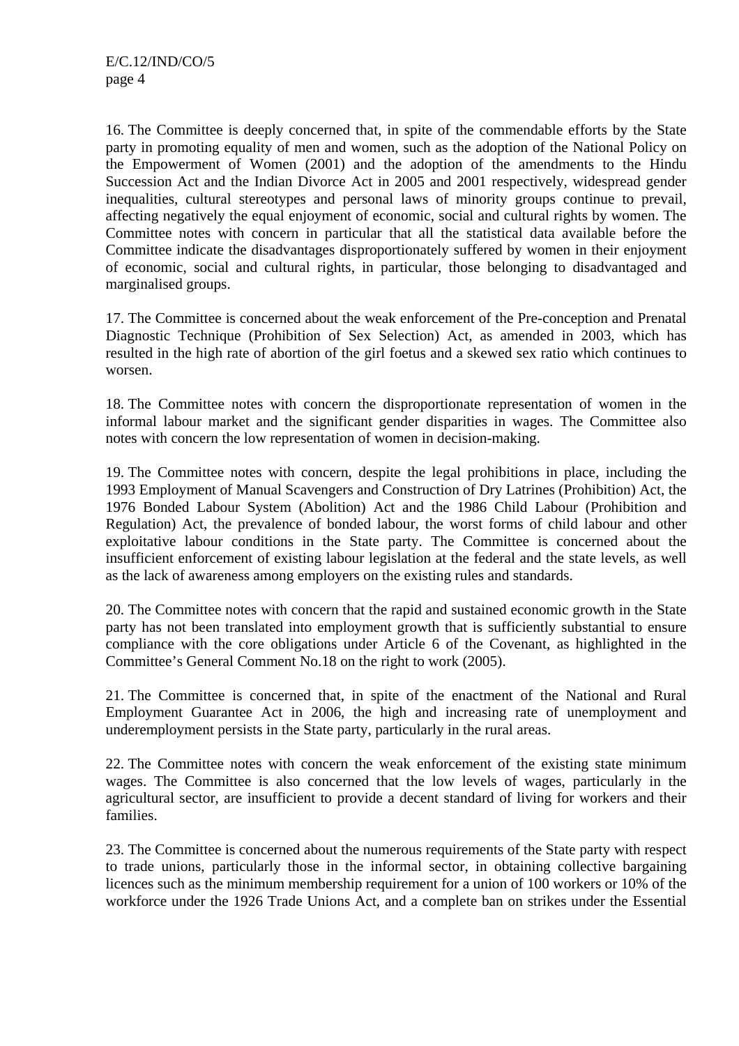16. The Committee is deeply concerned that, in spite of the commendable efforts by the State party in promoting equality of men and women, such as the adoption of the National Policy on the Empowerment of Women (2001) and the adoption of the amendments to the Hindu Succession Act and the Indian Divorce Act in 2005 and 2001 respectively, widespread gender inequalities, cultural stereotypes and personal laws of minority groups continue to prevail, affecting negatively the equal enjoyment of economic, social and cultural rights by women. The Committee notes with concern in particular that all the statistical data available before the Committee indicate the disadvantages disproportionately suffered by women in their enjoyment of economic, social and cultural rights, in particular, those belonging to disadvantaged and marginalised groups.

17. The Committee is concerned about the weak enforcement of the Pre-conception and Prenatal Diagnostic Technique (Prohibition of Sex Selection) Act, as amended in 2003, which has resulted in the high rate of abortion of the girl foetus and a skewed sex ratio which continues to worsen.

18. The Committee notes with concern the disproportionate representation of women in the informal labour market and the significant gender disparities in wages. The Committee also notes with concern the low representation of women in decision-making.

19. The Committee notes with concern, despite the legal prohibitions in place, including the 1993 Employment of Manual Scavengers and Construction of Dry Latrines (Prohibition) Act, the 1976 Bonded Labour System (Abolition) Act and the 1986 Child Labour (Prohibition and Regulation) Act, the prevalence of bonded labour, the worst forms of child labour and other exploitative labour conditions in the State party. The Committee is concerned about the insufficient enforcement of existing labour legislation at the federal and the state levels, as well as the lack of awareness among employers on the existing rules and standards.

20. The Committee notes with concern that the rapid and sustained economic growth in the State party has not been translated into employment growth that is sufficiently substantial to ensure compliance with the core obligations under Article 6 of the Covenant, as highlighted in the Committee's General Comment No.18 on the right to work (2005).

21. The Committee is concerned that, in spite of the enactment of the National and Rural Employment Guarantee Act in 2006, the high and increasing rate of unemployment and underemployment persists in the State party, particularly in the rural areas.

22. The Committee notes with concern the weak enforcement of the existing state minimum wages. The Committee is also concerned that the low levels of wages, particularly in the agricultural sector, are insufficient to provide a decent standard of living for workers and their families.

23. The Committee is concerned about the numerous requirements of the State party with respect to trade unions, particularly those in the informal sector, in obtaining collective bargaining licences such as the minimum membership requirement for a union of 100 workers or 10% of the workforce under the 1926 Trade Unions Act, and a complete ban on strikes under the Essential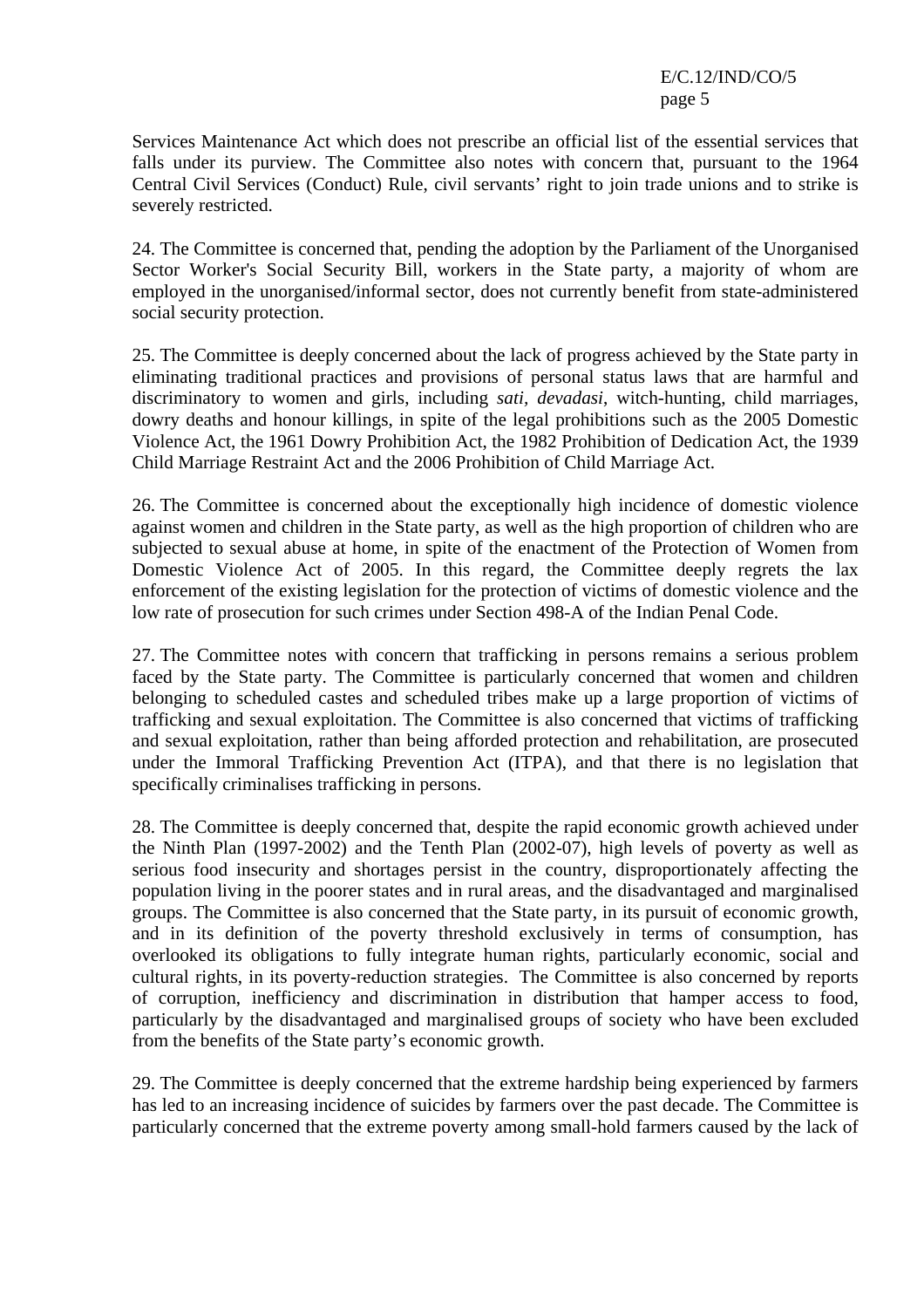Services Maintenance Act which does not prescribe an official list of the essential services that falls under its purview. The Committee also notes with concern that, pursuant to the 1964 Central Civil Services (Conduct) Rule, civil servants' right to join trade unions and to strike is severely restricted.

24. The Committee is concerned that, pending the adoption by the Parliament of the Unorganised Sector Worker's Social Security Bill, workers in the State party, a majority of whom are employed in the unorganised/informal sector, does not currently benefit from state-administered social security protection.

25. The Committee is deeply concerned about the lack of progress achieved by the State party in eliminating traditional practices and provisions of personal status laws that are harmful and discriminatory to women and girls, including *sati*, *devadasi*, witch-hunting, child marriages, dowry deaths and honour killings, in spite of the legal prohibitions such as the 2005 Domestic Violence Act, the 1961 Dowry Prohibition Act, the 1982 Prohibition of Dedication Act, the 1939 Child Marriage Restraint Act and the 2006 Prohibition of Child Marriage Act.

26. The Committee is concerned about the exceptionally high incidence of domestic violence against women and children in the State party, as well as the high proportion of children who are subjected to sexual abuse at home, in spite of the enactment of the Protection of Women from Domestic Violence Act of 2005. In this regard, the Committee deeply regrets the lax enforcement of the existing legislation for the protection of victims of domestic violence and the low rate of prosecution for such crimes under Section 498-A of the Indian Penal Code.

27. The Committee notes with concern that trafficking in persons remains a serious problem faced by the State party. The Committee is particularly concerned that women and children belonging to scheduled castes and scheduled tribes make up a large proportion of victims of trafficking and sexual exploitation. The Committee is also concerned that victims of trafficking and sexual exploitation, rather than being afforded protection and rehabilitation, are prosecuted under the Immoral Trafficking Prevention Act (ITPA), and that there is no legislation that specifically criminalises trafficking in persons.

28. The Committee is deeply concerned that, despite the rapid economic growth achieved under the Ninth Plan (1997-2002) and the Tenth Plan (2002-07), high levels of poverty as well as serious food insecurity and shortages persist in the country, disproportionately affecting the population living in the poorer states and in rural areas, and the disadvantaged and marginalised groups. The Committee is also concerned that the State party, in its pursuit of economic growth, and in its definition of the poverty threshold exclusively in terms of consumption, has overlooked its obligations to fully integrate human rights, particularly economic, social and cultural rights, in its poverty-reduction strategies. The Committee is also concerned by reports of corruption, inefficiency and discrimination in distribution that hamper access to food, particularly by the disadvantaged and marginalised groups of society who have been excluded from the benefits of the State party's economic growth.

29. The Committee is deeply concerned that the extreme hardship being experienced by farmers has led to an increasing incidence of suicides by farmers over the past decade. The Committee is particularly concerned that the extreme poverty among small-hold farmers caused by the lack of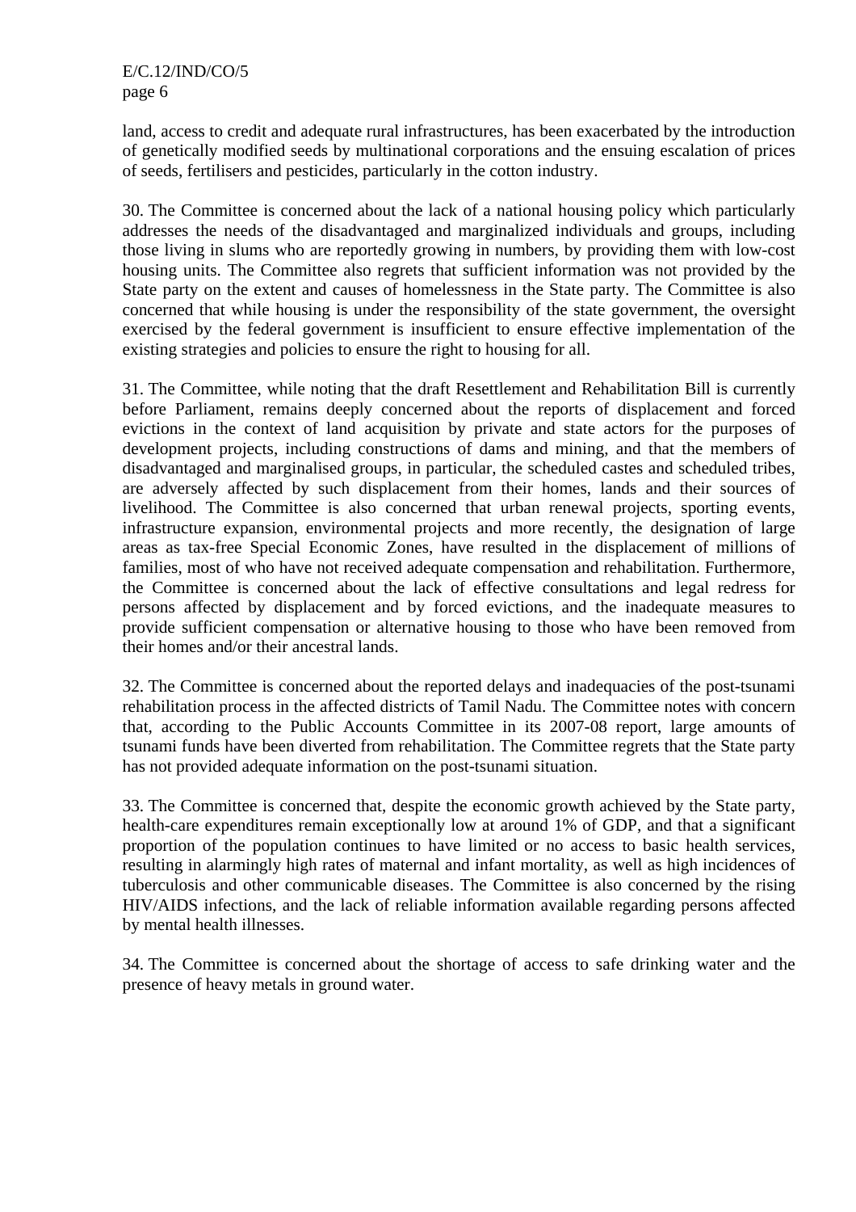land, access to credit and adequate rural infrastructures, has been exacerbated by the introduction of genetically modified seeds by multinational corporations and the ensuing escalation of prices of seeds, fertilisers and pesticides, particularly in the cotton industry.

30. The Committee is concerned about the lack of a national housing policy which particularly addresses the needs of the disadvantaged and marginalized individuals and groups, including those living in slums who are reportedly growing in numbers, by providing them with low-cost housing units. The Committee also regrets that sufficient information was not provided by the State party on the extent and causes of homelessness in the State party. The Committee is also concerned that while housing is under the responsibility of the state government, the oversight exercised by the federal government is insufficient to ensure effective implementation of the existing strategies and policies to ensure the right to housing for all.

31. The Committee, while noting that the draft Resettlement and Rehabilitation Bill is currently before Parliament, remains deeply concerned about the reports of displacement and forced evictions in the context of land acquisition by private and state actors for the purposes of development projects, including constructions of dams and mining, and that the members of disadvantaged and marginalised groups, in particular, the scheduled castes and scheduled tribes, are adversely affected by such displacement from their homes, lands and their sources of livelihood. The Committee is also concerned that urban renewal projects, sporting events, infrastructure expansion, environmental projects and more recently, the designation of large areas as tax-free Special Economic Zones, have resulted in the displacement of millions of families, most of who have not received adequate compensation and rehabilitation. Furthermore, the Committee is concerned about the lack of effective consultations and legal redress for persons affected by displacement and by forced evictions, and the inadequate measures to provide sufficient compensation or alternative housing to those who have been removed from their homes and/or their ancestral lands.

32. The Committee is concerned about the reported delays and inadequacies of the post-tsunami rehabilitation process in the affected districts of Tamil Nadu. The Committee notes with concern that, according to the Public Accounts Committee in its 2007-08 report, large amounts of tsunami funds have been diverted from rehabilitation. The Committee regrets that the State party has not provided adequate information on the post-tsunami situation.

33. The Committee is concerned that, despite the economic growth achieved by the State party, health-care expenditures remain exceptionally low at around 1% of GDP, and that a significant proportion of the population continues to have limited or no access to basic health services, resulting in alarmingly high rates of maternal and infant mortality, as well as high incidences of tuberculosis and other communicable diseases. The Committee is also concerned by the rising HIV/AIDS infections, and the lack of reliable information available regarding persons affected by mental health illnesses.

34. The Committee is concerned about the shortage of access to safe drinking water and the presence of heavy metals in ground water.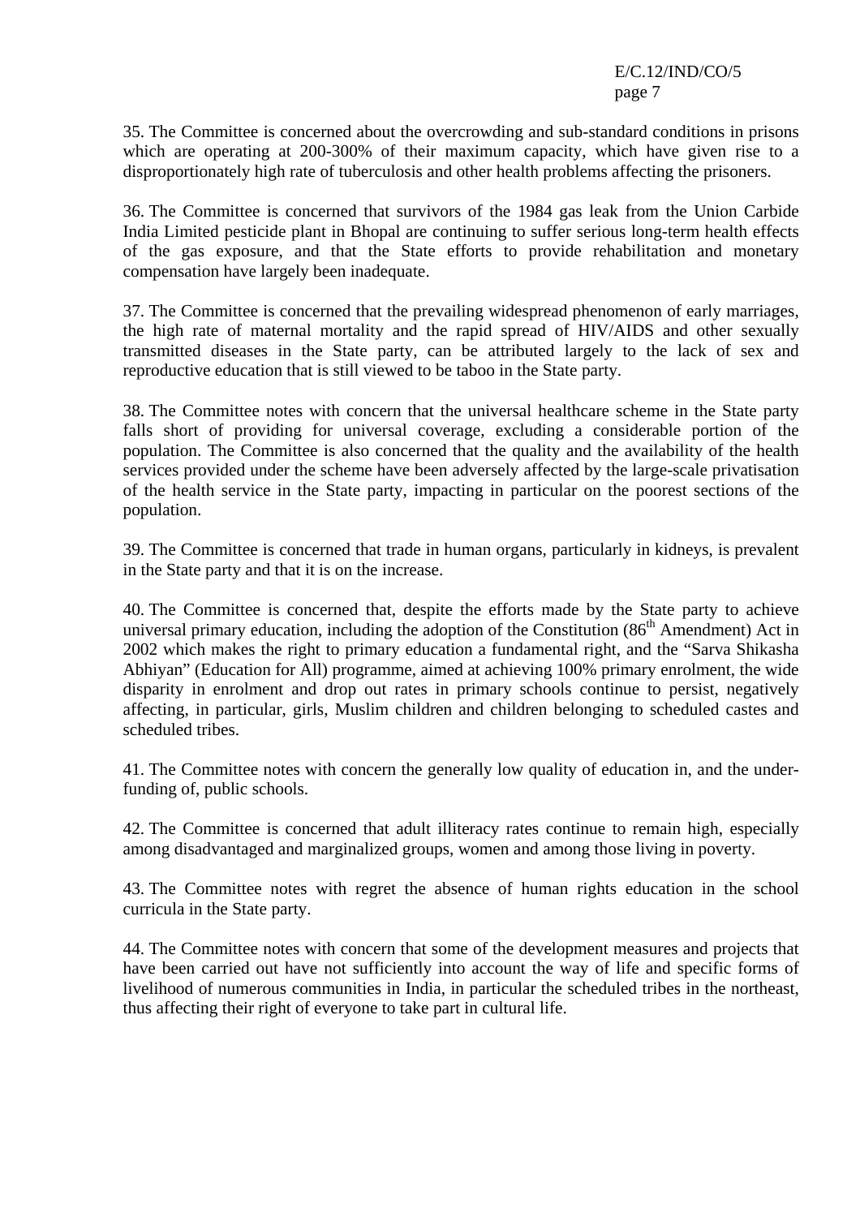35. The Committee is concerned about the overcrowding and sub-standard conditions in prisons which are operating at 200-300% of their maximum capacity, which have given rise to a disproportionately high rate of tuberculosis and other health problems affecting the prisoners.

36. The Committee is concerned that survivors of the 1984 gas leak from the Union Carbide India Limited pesticide plant in Bhopal are continuing to suffer serious long-term health effects of the gas exposure, and that the State efforts to provide rehabilitation and monetary compensation have largely been inadequate.

37. The Committee is concerned that the prevailing widespread phenomenon of early marriages, the high rate of maternal mortality and the rapid spread of HIV/AIDS and other sexually transmitted diseases in the State party, can be attributed largely to the lack of sex and reproductive education that is still viewed to be taboo in the State party.

38. The Committee notes with concern that the universal healthcare scheme in the State party falls short of providing for universal coverage, excluding a considerable portion of the population. The Committee is also concerned that the quality and the availability of the health services provided under the scheme have been adversely affected by the large-scale privatisation of the health service in the State party, impacting in particular on the poorest sections of the population.

39. The Committee is concerned that trade in human organs, particularly in kidneys, is prevalent in the State party and that it is on the increase.

40. The Committee is concerned that, despite the efforts made by the State party to achieve universal primary education, including the adoption of the Constitution (86th Amendment) Act in 2002 which makes the right to primary education a fundamental right, and the "Sarva Shikasha Abhiyan" (Education for All) programme, aimed at achieving 100% primary enrolment, the wide disparity in enrolment and drop out rates in primary schools continue to persist, negatively affecting, in particular, girls, Muslim children and children belonging to scheduled castes and scheduled tribes.

41. The Committee notes with concern the generally low quality of education in, and the under-funding of, public schools.

42. The Committee is concerned that adult illiteracy rates continue to remain high, especially among disadvantaged and marginalized groups, women and among those living in poverty.

43. The Committee notes with regret the absence of human rights education in the school curricula in the State party.

44. The Committee notes with concern that some of the development measures and projects that have been carried out have not sufficiently into account the way of life and specific forms of livelihood of numerous communities in India, in particular the scheduled tribes in the northeast, thus affecting their right of everyone to take part in cultural life.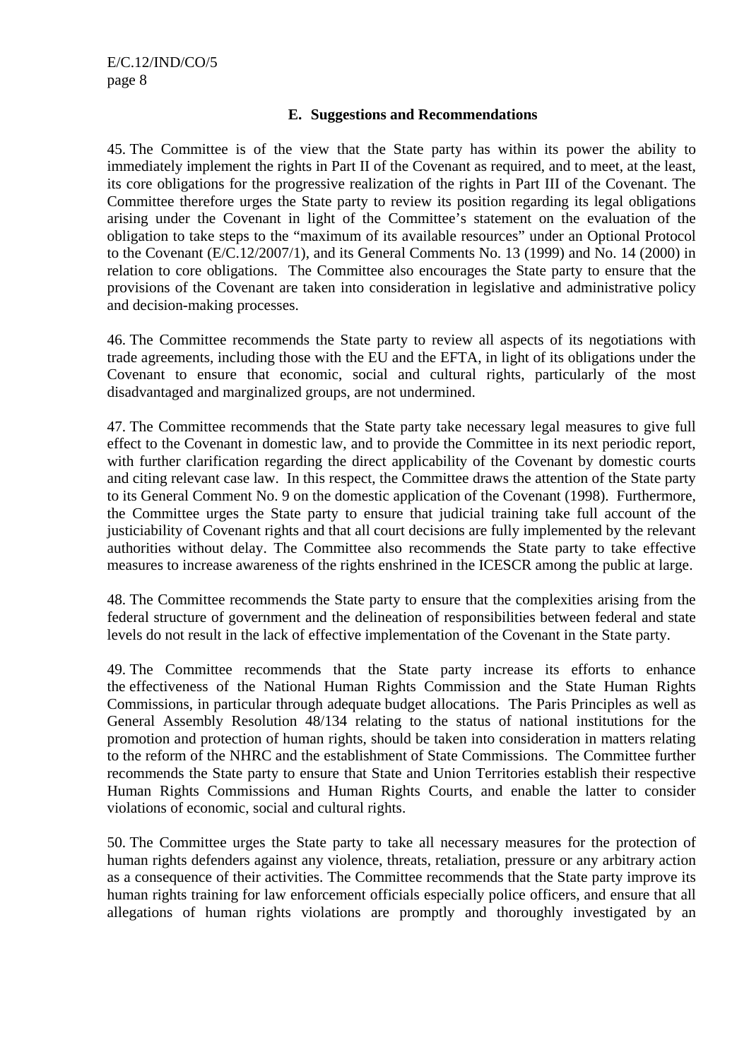### E. Suggestions and Recommendations

45. The Committee is of the view that the State party has within its power the ability to immediately implement the rights in Part II of the Covenant as required, and to meet, at the least, its core obligations for the progressive realization of the rights in Part III of the Covenant. The Committee therefore urges the State party to review its position regarding its legal obligations arising under the Covenant in light of the Committee's statement on the evaluation of the obligation to take steps to the "maximum of its available resources" under an Optional Protocol to the Covenant (E/C.12/2007/1), and its General Comments No. 13 (1999) and No. 14 (2000) in relation to core obligations. The Committee also encourages the State party to ensure that the provisions of the Covenant are taken into consideration in legislative and administrative policy and decision-making processes.

46. The Committee recommends the State party to review all aspects of its negotiations with trade agreements, including those with the EU and the EFTA, in light of its obligations under the Covenant to ensure that economic, social and cultural rights, particularly of the most disadvantaged and marginalized groups, are not undermined.

47. The Committee recommends that the State party take necessary legal measures to give full effect to the Covenant in domestic law, and to provide the Committee in its next periodic report, with further clarification regarding the direct applicability of the Covenant by domestic courts and citing relevant case law. In this respect, the Committee draws the attention of the State party to its General Comment No. 9 on the domestic application of the Covenant (1998). Furthermore, the Committee urges the State party to ensure that judicial training take full account of the justiciability of Covenant rights and that all court decisions are fully implemented by the relevant authorities without delay. The Committee also recommends the State party to take effective measures to increase awareness of the rights enshrined in the ICESCR among the public at large.

48. The Committee recommends the State party to ensure that the complexities arising from the federal structure of government and the delineation of responsibilities between federal and state levels do not result in the lack of effective implementation of the Covenant in the State party.

49. The Committee recommends that the State party increase its efforts to enhance the effectiveness of the National Human Rights Commission and the State Human Rights Commissions, in particular through adequate budget allocations. The Paris Principles as well as General Assembly Resolution 48/134 relating to the status of national institutions for the promotion and protection of human rights, should be taken into consideration in matters relating to the reform of the NHRC and the establishment of State Commissions. The Committee further recommends the State party to ensure that State and Union Territories establish their respective Human Rights Commissions and Human Rights Courts, and enable the latter to consider violations of economic, social and cultural rights.

50. The Committee urges the State party to take all necessary measures for the protection of human rights defenders against any violence, threats, retaliation, pressure or any arbitrary action as a consequence of their activities. The Committee recommends that the State party improve its human rights training for law enforcement officials especially police officers, and ensure that all allegations of human rights violations are promptly and thoroughly investigated by an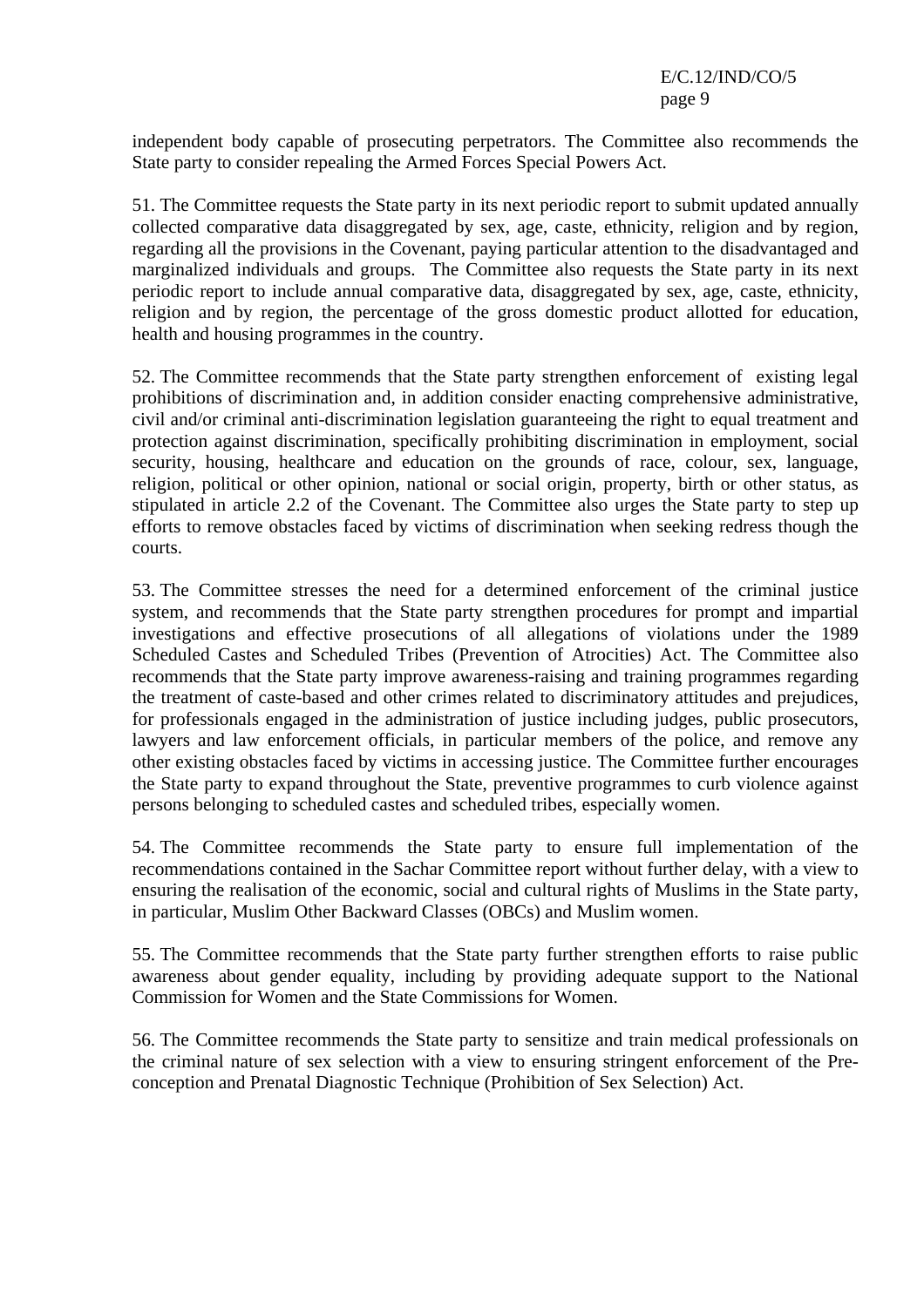independent body capable of prosecuting perpetrators. The Committee also recommends the State party to consider repealing the Armed Forces Special Powers Act.

51. The Committee requests the State party in its next periodic report to submit updated annually collected comparative data disaggregated by sex, age, caste, ethnicity, religion and by region, regarding all the provisions in the Covenant, paying particular attention to the disadvantaged and marginalized individuals and groups. The Committee also requests the State party in its next periodic report to include annual comparative data, disaggregated by sex, age, caste, ethnicity, religion and by region, the percentage of the gross domestic product allotted for education, health and housing programmes in the country.

52. The Committee recommends that the State party strengthen enforcement of existing legal prohibitions of discrimination and, in addition consider enacting comprehensive administrative, civil and/or criminal anti-discrimination legislation guaranteeing the right to equal treatment and protection against discrimination, specifically prohibiting discrimination in employment, social security, housing, healthcare and education on the grounds of race, colour, sex, language, religion, political or other opinion, national or social origin, property, birth or other status, as stipulated in article 2.2 of the Covenant. The Committee also urges the State party to step up efforts to remove obstacles faced by victims of discrimination when seeking redress though the courts.

53. The Committee stresses the need for a determined enforcement of the criminal justice system, and recommends that the State party strengthen procedures for prompt and impartial investigations and effective prosecutions of all allegations of violations under the 1989 Scheduled Castes and Scheduled Tribes (Prevention of Atrocities) Act. The Committee also recommends that the State party improve awareness-raising and training programmes regarding the treatment of caste-based and other crimes related to discriminatory attitudes and prejudices, for professionals engaged in the administration of justice including judges, public prosecutors, lawyers and law enforcement officials, in particular members of the police, and remove any other existing obstacles faced by victims in accessing justice. The Committee further encourages the State party to expand throughout the State, preventive programmes to curb violence against persons belonging to scheduled castes and scheduled tribes, especially women.

54. The Committee recommends the State party to ensure full implementation of the recommendations contained in the Sachar Committee report without further delay, with a view to ensuring the realisation of the economic, social and cultural rights of Muslims in the State party, in particular, Muslim Other Backward Classes (OBCs) and Muslim women.

55. The Committee recommends that the State party further strengthen efforts to raise public awareness about gender equality, including by providing adequate support to the National Commission for Women and the State Commissions for Women.

56. The Committee recommends the State party to sensitize and train medical professionals on the criminal nature of sex selection with a view to ensuring stringent enforcement of the Pre-conception and Prenatal Diagnostic Technique (Prohibition of Sex Selection) Act.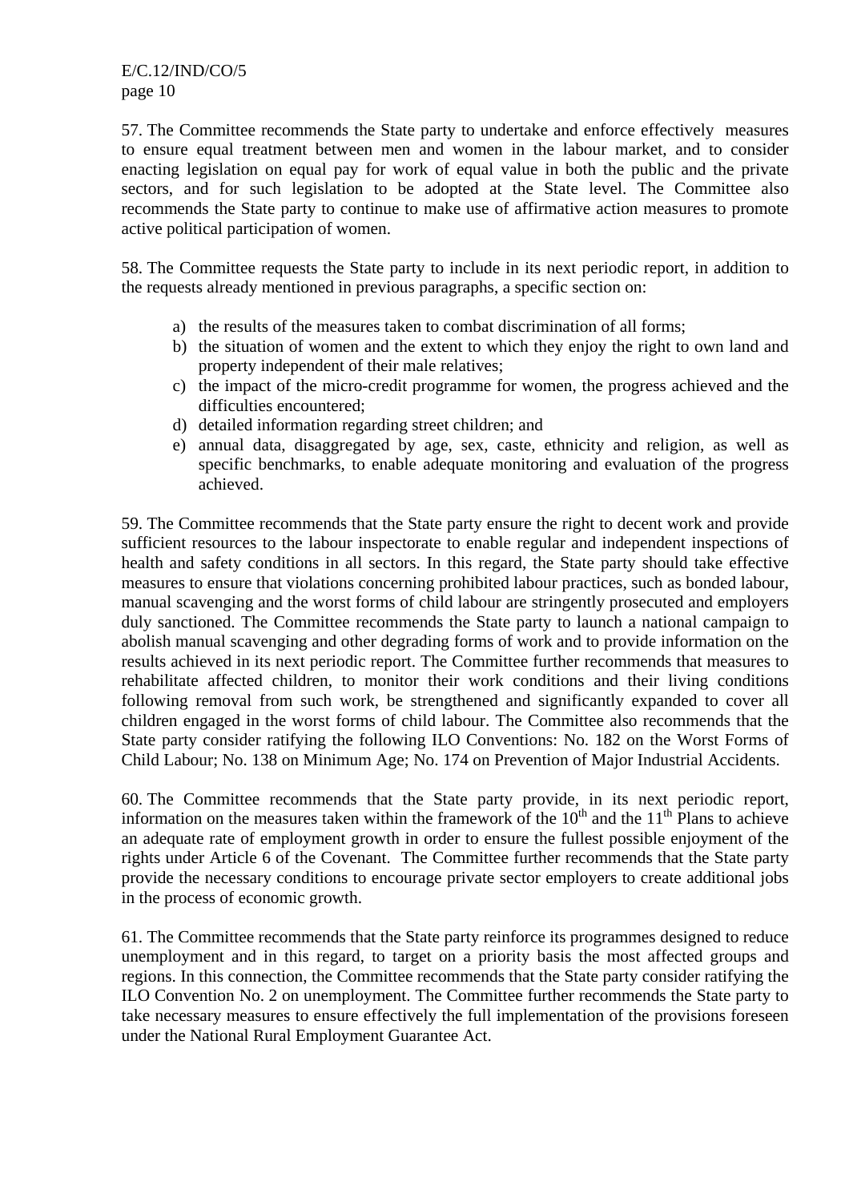57. The Committee recommends the State party to undertake and enforce effectively measures to ensure equal treatment between men and women in the labour market, and to consider enacting legislation on equal pay for work of equal value in both the public and the private sectors, and for such legislation to be adopted at the State level. The Committee also recommends the State party to continue to make use of affirmative action measures to promote active political participation of women.

58. The Committee requests the State party to include in its next periodic report, in addition to the requests already mentioned in previous paragraphs, a specific section on:

a) the results of the measures taken to combat discrimination of all forms;
b) the situation of women and the extent to which they enjoy the right to own land and property independent of their male relatives;
c) the impact of the micro-credit programme for women, the progress achieved and the difficulties encountered;
d) detailed information regarding street children; and
e) annual data, disaggregated by age, sex, caste, ethnicity and religion, as well as specific benchmarks, to enable adequate monitoring and evaluation of the progress achieved.

59. The Committee recommends that the State party ensure the right to decent work and provide sufficient resources to the labour inspectorate to enable regular and independent inspections of health and safety conditions in all sectors. In this regard, the State party should take effective measures to ensure that violations concerning prohibited labour practices, such as bonded labour, manual scavenging and the worst forms of child labour are stringently prosecuted and employers duly sanctioned. The Committee recommends the State party to launch a national campaign to abolish manual scavenging and other degrading forms of work and to provide information on the results achieved in its next periodic report. The Committee further recommends that measures to rehabilitate affected children, to monitor their work conditions and their living conditions following removal from such work, be strengthened and significantly expanded to cover all children engaged in the worst forms of child labour. The Committee also recommends that the State party consider ratifying the following ILO Conventions: No. 182 on the Worst Forms of Child Labour; No. 138 on Minimum Age; No. 174 on Prevention of Major Industrial Accidents.

60. The Committee recommends that the State party provide, in its next periodic report, information on the measures taken within the framework of the 10th and the 11th Plans to achieve an adequate rate of employment growth in order to ensure the fullest possible enjoyment of the rights under Article 6 of the Covenant. The Committee further recommends that the State party provide the necessary conditions to encourage private sector employers to create additional jobs in the process of economic growth.

61. The Committee recommends that the State party reinforce its programmes designed to reduce unemployment and in this regard, to target on a priority basis the most affected groups and regions. In this connection, the Committee recommends that the State party consider ratifying the ILO Convention No. 2 on unemployment. The Committee further recommends the State party to take necessary measures to ensure effectively the full implementation of the provisions foreseen under the National Rural Employment Guarantee Act.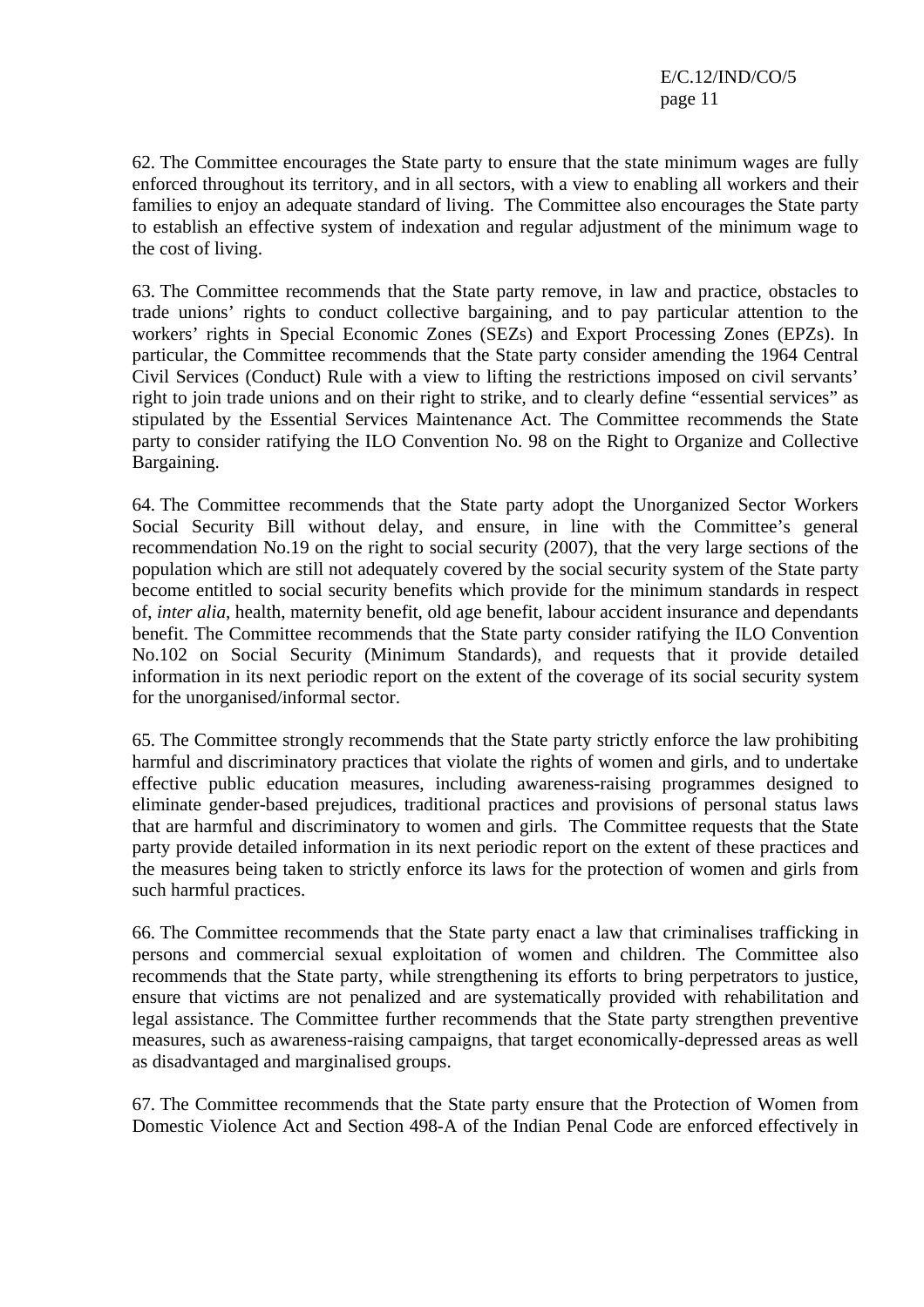62. The Committee encourages the State party to ensure that the state minimum wages are fully enforced throughout its territory, and in all sectors, with a view to enabling all workers and their families to enjoy an adequate standard of living. The Committee also encourages the State party to establish an effective system of indexation and regular adjustment of the minimum wage to the cost of living.

63. The Committee recommends that the State party remove, in law and practice, obstacles to trade unions' rights to conduct collective bargaining, and to pay particular attention to the workers' rights in Special Economic Zones (SEZs) and Export Processing Zones (EPZs). In particular, the Committee recommends that the State party consider amending the 1964 Central Civil Services (Conduct) Rule with a view to lifting the restrictions imposed on civil servants' right to join trade unions and on their right to strike, and to clearly define "essential services" as stipulated by the Essential Services Maintenance Act. The Committee recommends the State party to consider ratifying the ILO Convention No. 98 on the Right to Organize and Collective Bargaining.

64. The Committee recommends that the State party adopt the Unorganized Sector Workers Social Security Bill without delay, and ensure, in line with the Committee's general recommendation No.19 on the right to social security (2007), that the very large sections of the population which are still not adequately covered by the social security system of the State party become entitled to social security benefits which provide for the minimum standards in respect of, *inter alia,* health, maternity benefit, old age benefit, labour accident insurance and dependants benefit. The Committee recommends that the State party consider ratifying the ILO Convention No.102 on Social Security (Minimum Standards), and requests that it provide detailed information in its next periodic report on the extent of the coverage of its social security system for the unorganised/informal sector.

65. The Committee strongly recommends that the State party strictly enforce the law prohibiting harmful and discriminatory practices that violate the rights of women and girls, and to undertake effective public education measures, including awareness-raising programmes designed to eliminate gender-based prejudices, traditional practices and provisions of personal status laws that are harmful and discriminatory to women and girls. The Committee requests that the State party provide detailed information in its next periodic report on the extent of these practices and the measures being taken to strictly enforce its laws for the protection of women and girls from such harmful practices.

66. The Committee recommends that the State party enact a law that criminalises trafficking in persons and commercial sexual exploitation of women and children. The Committee also recommends that the State party, while strengthening its efforts to bring perpetrators to justice, ensure that victims are not penalized and are systematically provided with rehabilitation and legal assistance. The Committee further recommends that the State party strengthen preventive measures, such as awareness-raising campaigns, that target economically-depressed areas as well as disadvantaged and marginalised groups.

67. The Committee recommends that the State party ensure that the Protection of Women from Domestic Violence Act and Section 498-A of the Indian Penal Code are enforced effectively in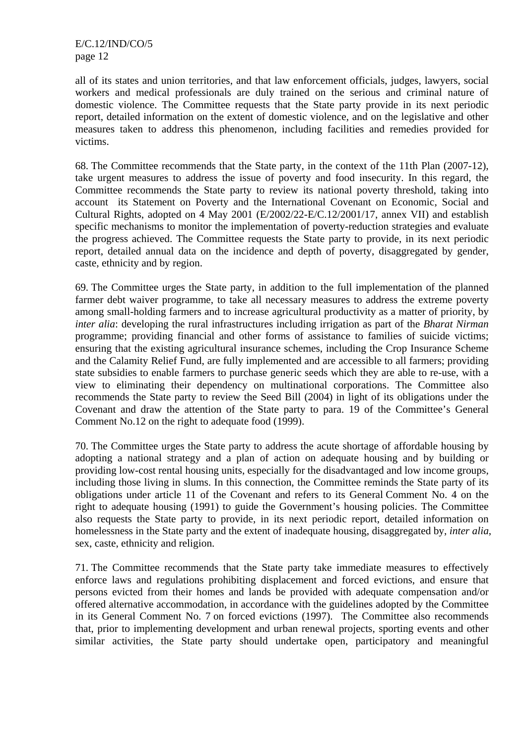all of its states and union territories, and that law enforcement officials, judges, lawyers, social workers and medical professionals are duly trained on the serious and criminal nature of domestic violence. The Committee requests that the State party provide in its next periodic report, detailed information on the extent of domestic violence, and on the legislative and other measures taken to address this phenomenon, including facilities and remedies provided for victims.

68. The Committee recommends that the State party, in the context of the 11th Plan (2007-12), take urgent measures to address the issue of poverty and food insecurity. In this regard, the Committee recommends the State party to review its national poverty threshold, taking into account its Statement on Poverty and the International Covenant on Economic, Social and Cultural Rights, adopted on 4 May 2001 (E/2002/22-E/C.12/2001/17, annex VII) and establish specific mechanisms to monitor the implementation of poverty-reduction strategies and evaluate the progress achieved. The Committee requests the State party to provide, in its next periodic report, detailed annual data on the incidence and depth of poverty, disaggregated by gender, caste, ethnicity and by region.

69. The Committee urges the State party, in addition to the full implementation of the planned farmer debt waiver programme, to take all necessary measures to address the extreme poverty among small-holding farmers and to increase agricultural productivity as a matter of priority, by *inter alia*: developing the rural infrastructures including irrigation as part of the *Bharat Nirman* programme; providing financial and other forms of assistance to families of suicide victims; ensuring that the existing agricultural insurance schemes, including the Crop Insurance Scheme and the Calamity Relief Fund, are fully implemented and are accessible to all farmers; providing state subsidies to enable farmers to purchase generic seeds which they are able to re-use, with a view to eliminating their dependency on multinational corporations. The Committee also recommends the State party to review the Seed Bill (2004) in light of its obligations under the Covenant and draw the attention of the State party to para. 19 of the Committee's General Comment No.12 on the right to adequate food (1999).

70. The Committee urges the State party to address the acute shortage of affordable housing by adopting a national strategy and a plan of action on adequate housing and by building or providing low-cost rental housing units, especially for the disadvantaged and low income groups, including those living in slums. In this connection, the Committee reminds the State party of its obligations under article 11 of the Covenant and refers to its General Comment No. 4 on the right to adequate housing (1991) to guide the Government's housing policies. The Committee also requests the State party to provide, in its next periodic report, detailed information on homelessness in the State party and the extent of inadequate housing, disaggregated by, *inter alia*, sex, caste, ethnicity and religion.

71. The Committee recommends that the State party take immediate measures to effectively enforce laws and regulations prohibiting displacement and forced evictions, and ensure that persons evicted from their homes and lands be provided with adequate compensation and/or offered alternative accommodation, in accordance with the guidelines adopted by the Committee in its General Comment No. 7 on forced evictions (1997). The Committee also recommends that, prior to implementing development and urban renewal projects, sporting events and other similar activities, the State party should undertake open, participatory and meaningful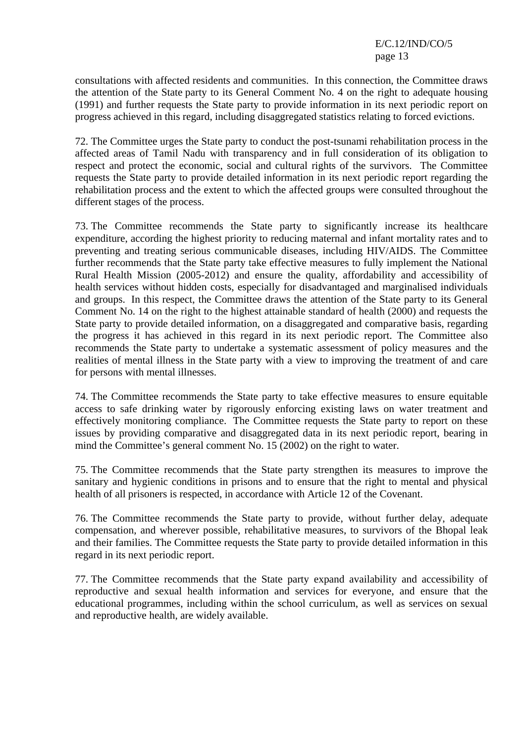consultations with affected residents and communities. In this connection, the Committee draws the attention of the State party to its General Comment No. 4 on the right to adequate housing (1991) and further requests the State party to provide information in its next periodic report on progress achieved in this regard, including disaggregated statistics relating to forced evictions.

72. The Committee urges the State party to conduct the post-tsunami rehabilitation process in the affected areas of Tamil Nadu with transparency and in full consideration of its obligation to respect and protect the economic, social and cultural rights of the survivors. The Committee requests the State party to provide detailed information in its next periodic report regarding the rehabilitation process and the extent to which the affected groups were consulted throughout the different stages of the process.

73. The Committee recommends the State party to significantly increase its healthcare expenditure, according the highest priority to reducing maternal and infant mortality rates and to preventing and treating serious communicable diseases, including HIV/AIDS. The Committee further recommends that the State party take effective measures to fully implement the National Rural Health Mission (2005-2012) and ensure the quality, affordability and accessibility of health services without hidden costs, especially for disadvantaged and marginalised individuals and groups. In this respect, the Committee draws the attention of the State party to its General Comment No. 14 on the right to the highest attainable standard of health (2000) and requests the State party to provide detailed information, on a disaggregated and comparative basis, regarding the progress it has achieved in this regard in its next periodic report. The Committee also recommends the State party to undertake a systematic assessment of policy measures and the realities of mental illness in the State party with a view to improving the treatment of and care for persons with mental illnesses.

74. The Committee recommends the State party to take effective measures to ensure equitable access to safe drinking water by rigorously enforcing existing laws on water treatment and effectively monitoring compliance. The Committee requests the State party to report on these issues by providing comparative and disaggregated data in its next periodic report, bearing in mind the Committee's general comment No. 15 (2002) on the right to water.

75. The Committee recommends that the State party strengthen its measures to improve the sanitary and hygienic conditions in prisons and to ensure that the right to mental and physical health of all prisoners is respected, in accordance with Article 12 of the Covenant.

76. The Committee recommends the State party to provide, without further delay, adequate compensation, and wherever possible, rehabilitative measures, to survivors of the Bhopal leak and their families. The Committee requests the State party to provide detailed information in this regard in its next periodic report.

77. The Committee recommends that the State party expand availability and accessibility of reproductive and sexual health information and services for everyone, and ensure that the educational programmes, including within the school curriculum, as well as services on sexual and reproductive health, are widely available.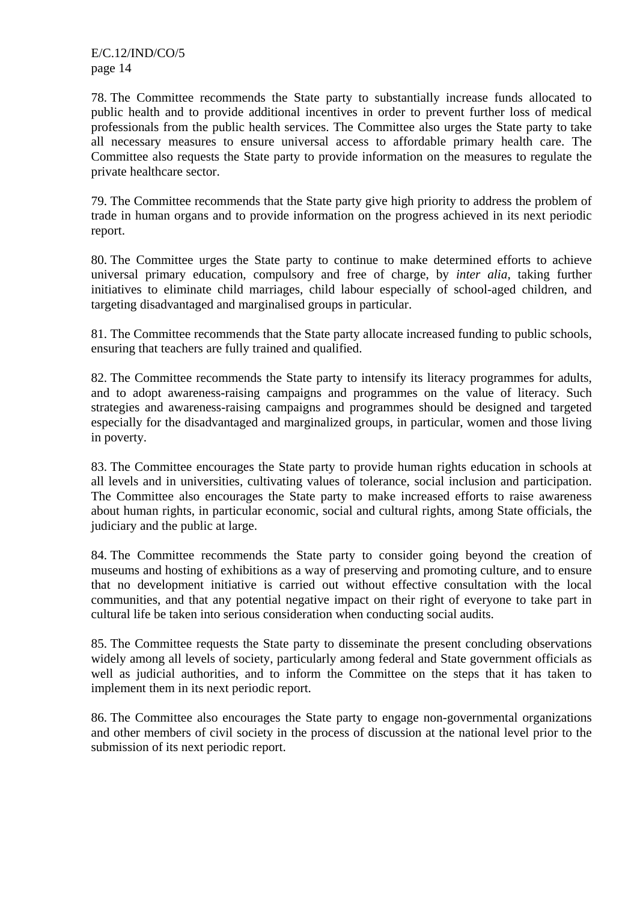78. The Committee recommends the State party to substantially increase funds allocated to public health and to provide additional incentives in order to prevent further loss of medical professionals from the public health services. The Committee also urges the State party to take all necessary measures to ensure universal access to affordable primary health care. The Committee also requests the State party to provide information on the measures to regulate the private healthcare sector.

79. The Committee recommends that the State party give high priority to address the problem of trade in human organs and to provide information on the progress achieved in its next periodic report.

80. The Committee urges the State party to continue to make determined efforts to achieve universal primary education, compulsory and free of charge, by *inter alia*, taking further initiatives to eliminate child marriages, child labour especially of school-aged children, and targeting disadvantaged and marginalised groups in particular.

81. The Committee recommends that the State party allocate increased funding to public schools, ensuring that teachers are fully trained and qualified.

82. The Committee recommends the State party to intensify its literacy programmes for adults, and to adopt awareness-raising campaigns and programmes on the value of literacy. Such strategies and awareness-raising campaigns and programmes should be designed and targeted especially for the disadvantaged and marginalized groups, in particular, women and those living in poverty.

83. The Committee encourages the State party to provide human rights education in schools at all levels and in universities, cultivating values of tolerance, social inclusion and participation. The Committee also encourages the State party to make increased efforts to raise awareness about human rights, in particular economic, social and cultural rights, among State officials, the judiciary and the public at large.

84. The Committee recommends the State party to consider going beyond the creation of museums and hosting of exhibitions as a way of preserving and promoting culture, and to ensure that no development initiative is carried out without effective consultation with the local communities, and that any potential negative impact on their right of everyone to take part in cultural life be taken into serious consideration when conducting social audits.

85. The Committee requests the State party to disseminate the present concluding observations widely among all levels of society, particularly among federal and State government officials as well as judicial authorities, and to inform the Committee on the steps that it has taken to implement them in its next periodic report.

86. The Committee also encourages the State party to engage non-governmental organizations and other members of civil society in the process of discussion at the national level prior to the submission of its next periodic report.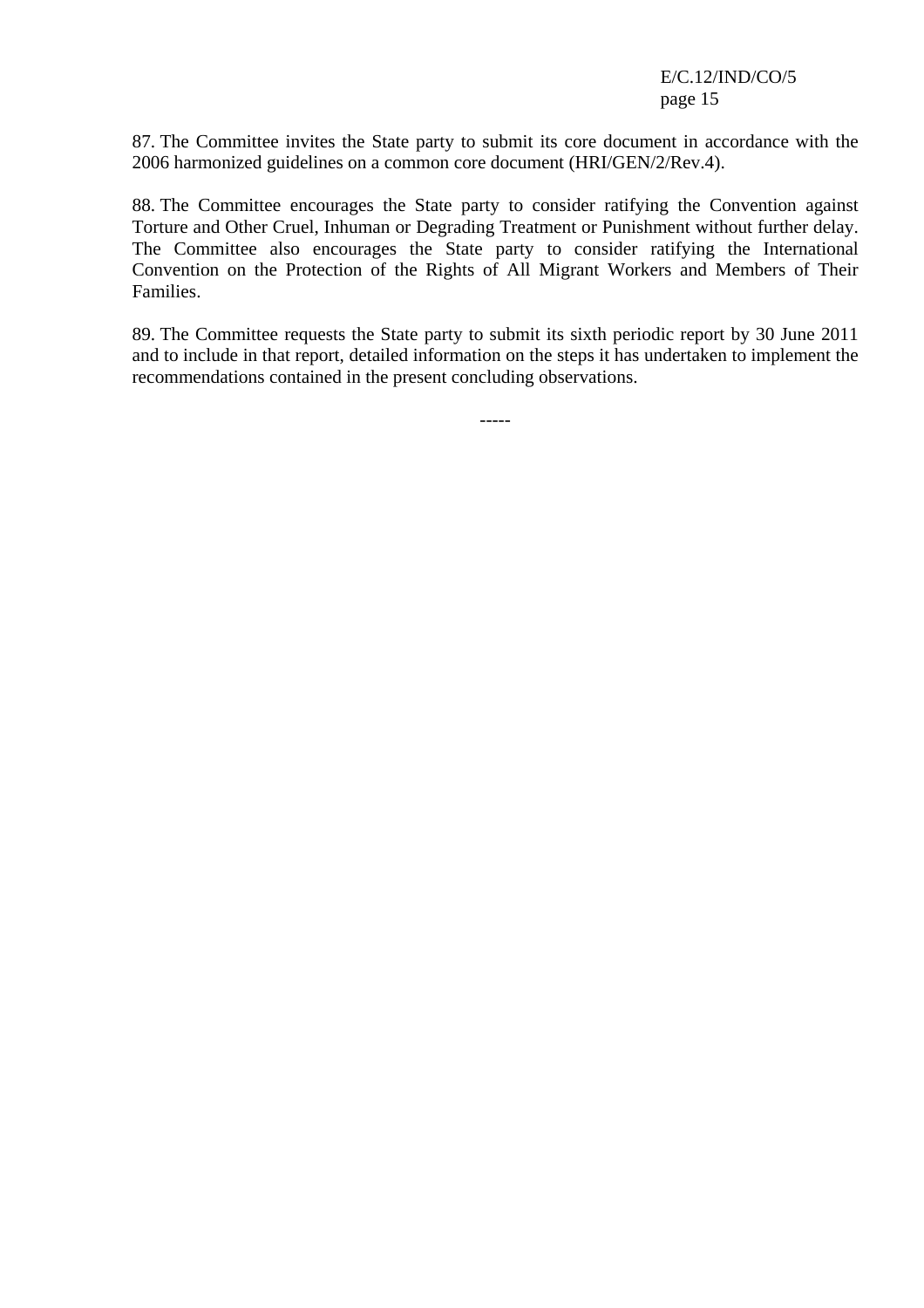87. The Committee invites the State party to submit its core document in accordance with the 2006 harmonized guidelines on a common core document (HRI/GEN/2/Rev.4).

88. The Committee encourages the State party to consider ratifying the Convention against Torture and Other Cruel, Inhuman or Degrading Treatment or Punishment without further delay. The Committee also encourages the State party to consider ratifying the International Convention on the Protection of the Rights of All Migrant Workers and Members of Their Families.

89. The Committee requests the State party to submit its sixth periodic report by 30 June 2011 and to include in that report, detailed information on the steps it has undertaken to implement the recommendations contained in the present concluding observations.

-----